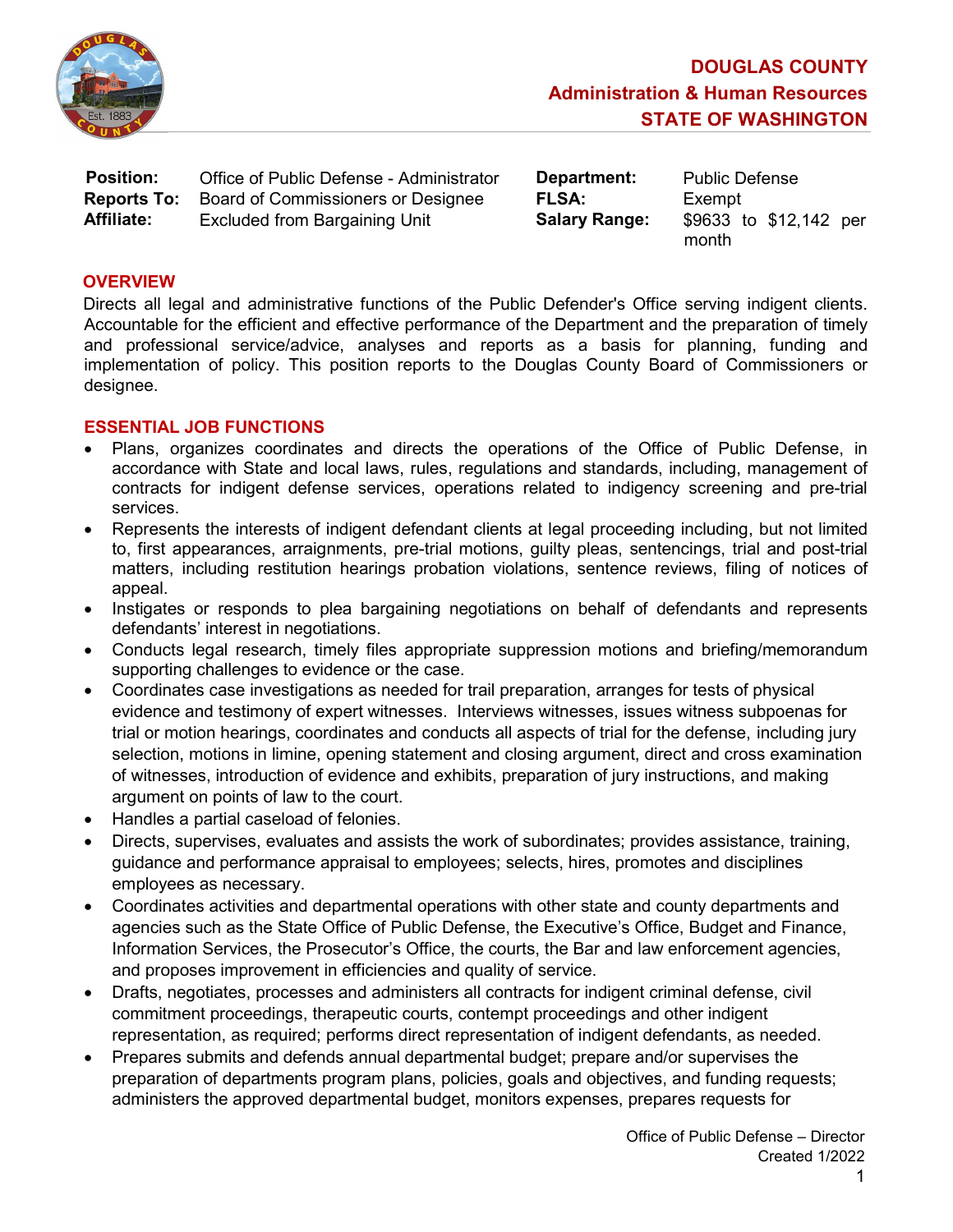# DOUGLAS COUNTY
## Administration & Human Resources
## STATE OF WASHINGTON

| | | | |
|---|---|---|---|
| **Position:** | Office of Public Defense - Administrator | **Department:** | Public Defense |
| **Reports To:** | Board of Commissioners or Designee | **FLSA:** | Exempt |
| **Affiliate:** | Excluded from Bargaining Unit | **Salary Range:** | $9633 to $12,142 per month |

## OVERVIEW

Directs all legal and administrative functions of the Public Defender's Office serving indigent clients. Accountable for the efficient and effective performance of the Department and the preparation of timely and professional service/advice, analyses and reports as a basis for planning, funding and implementation of policy. This position reports to the Douglas County Board of Commissioners or designee.

## ESSENTIAL JOB FUNCTIONS

- Plans, organizes coordinates and directs the operations of the Office of Public Defense, in accordance with State and local laws, rules, regulations and standards, including, management of contracts for indigent defense services, operations related to indigency screening and pre-trial services.
- Represents the interests of indigent defendant clients at legal proceeding including, but not limited to, first appearances, arraignments, pre-trial motions, guilty pleas, sentencings, trial and post-trial matters, including restitution hearings probation violations, sentence reviews, filing of notices of appeal.
- Instigates or responds to plea bargaining negotiations on behalf of defendants and represents defendants' interest in negotiations.
- Conducts legal research, timely files appropriate suppression motions and briefing/memorandum supporting challenges to evidence or the case.
- Coordinates case investigations as needed for trail preparation, arranges for tests of physical evidence and testimony of expert witnesses. Interviews witnesses, issues witness subpoenas for trial or motion hearings, coordinates and conducts all aspects of trial for the defense, including jury selection, motions in limine, opening statement and closing argument, direct and cross examination of witnesses, introduction of evidence and exhibits, preparation of jury instructions, and making argument on points of law to the court.
- Handles a partial caseload of felonies.
- Directs, supervises, evaluates and assists the work of subordinates; provides assistance, training, guidance and performance appraisal to employees; selects, hires, promotes and disciplines employees as necessary.
- Coordinates activities and departmental operations with other state and county departments and agencies such as the State Office of Public Defense, the Executive's Office, Budget and Finance, Information Services, the Prosecutor's Office, the courts, the Bar and law enforcement agencies, and proposes improvement in efficiencies and quality of service.
- Drafts, negotiates, processes and administers all contracts for indigent criminal defense, civil commitment proceedings, therapeutic courts, contempt proceedings and other indigent representation, as required; performs direct representation of indigent defendants, as needed.
- Prepares submits and defends annual departmental budget; prepare and/or supervises the preparation of departments program plans, policies, goals and objectives, and funding requests; administers the approved departmental budget, monitors expenses, prepares requests for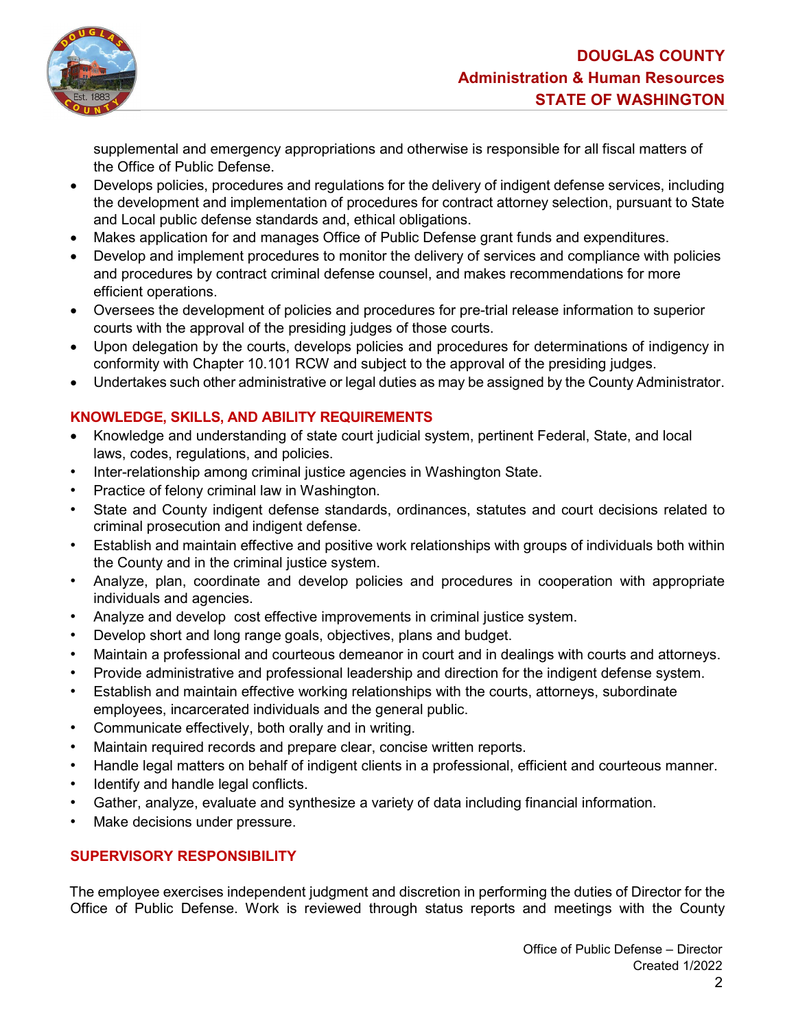supplemental and emergency appropriations and otherwise is responsible for all fiscal matters of the Office of Public Defense.

- Develops policies, procedures and regulations for the delivery of indigent defense services, including the development and implementation of procedures for contract attorney selection, pursuant to State and Local public defense standards and, ethical obligations.
- Makes application for and manages Office of Public Defense grant funds and expenditures.
- Develop and implement procedures to monitor the delivery of services and compliance with policies and procedures by contract criminal defense counsel, and makes recommendations for more efficient operations.
- Oversees the development of policies and procedures for pre-trial release information to superior courts with the approval of the presiding judges of those courts.
- Upon delegation by the courts, develops policies and procedures for determinations of indigency in conformity with Chapter 10.101 RCW and subject to the approval of the presiding judges.
- Undertakes such other administrative or legal duties as may be assigned by the County Administrator.

## KNOWLEDGE, SKILLS, AND ABILITY REQUIREMENTS

- Knowledge and understanding of state court judicial system, pertinent Federal, State, and local laws, codes, regulations, and policies.
- Inter-relationship among criminal justice agencies in Washington State.
- Practice of felony criminal law in Washington.
- State and County indigent defense standards, ordinances, statutes and court decisions related to criminal prosecution and indigent defense.
- Establish and maintain effective and positive work relationships with groups of individuals both within the County and in the criminal justice system.
- Analyze, plan, coordinate and develop policies and procedures in cooperation with appropriate individuals and agencies.
- Analyze and develop cost effective improvements in criminal justice system.
- Develop short and long range goals, objectives, plans and budget.
- Maintain a professional and courteous demeanor in court and in dealings with courts and attorneys.
- Provide administrative and professional leadership and direction for the indigent defense system.
- Establish and maintain effective working relationships with the courts, attorneys, subordinate employees, incarcerated individuals and the general public.
- Communicate effectively, both orally and in writing.
- Maintain required records and prepare clear, concise written reports.
- Handle legal matters on behalf of indigent clients in a professional, efficient and courteous manner.
- Identify and handle legal conflicts.
- Gather, analyze, evaluate and synthesize a variety of data including financial information.
- Make decisions under pressure.

## SUPERVISORY RESPONSIBILITY

The employee exercises independent judgment and discretion in performing the duties of Director for the Office of Public Defense. Work is reviewed through status reports and meetings with the County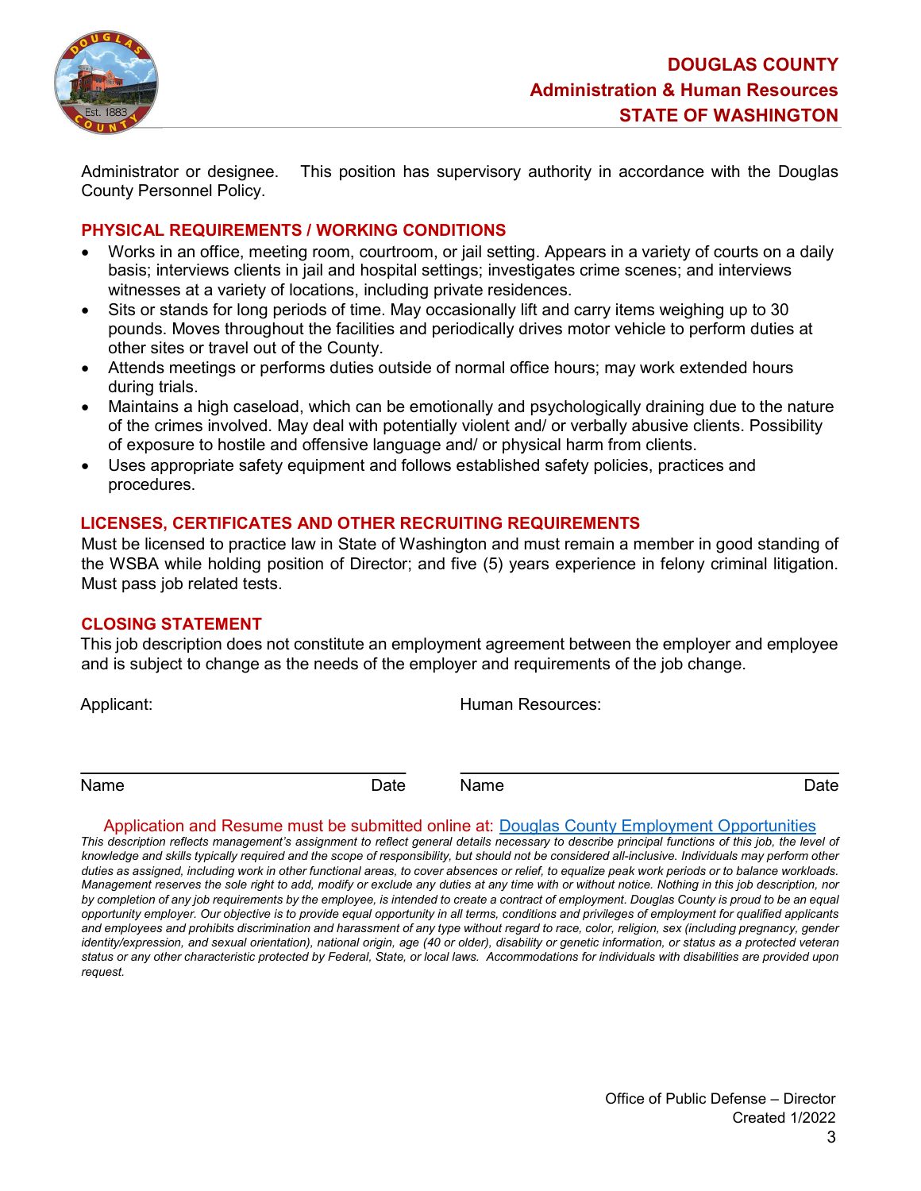Administrator or designee. This position has supervisory authority in accordance with the Douglas County Personnel Policy.

## PHYSICAL REQUIREMENTS / WORKING CONDITIONS

- Works in an office, meeting room, courtroom, or jail setting. Appears in a variety of courts on a daily basis; interviews clients in jail and hospital settings; investigates crime scenes; and interviews witnesses at a variety of locations, including private residences.
- Sits or stands for long periods of time. May occasionally lift and carry items weighing up to 30 pounds. Moves throughout the facilities and periodically drives motor vehicle to perform duties at other sites or travel out of the County.
- Attends meetings or performs duties outside of normal office hours; may work extended hours during trials.
- Maintains a high caseload, which can be emotionally and psychologically draining due to the nature of the crimes involved. May deal with potentially violent and/ or verbally abusive clients. Possibility of exposure to hostile and offensive language and/ or physical harm from clients.
- Uses appropriate safety equipment and follows established safety policies, practices and procedures.

## LICENSES, CERTIFICATES AND OTHER RECRUITING REQUIREMENTS

Must be licensed to practice law in State of Washington and must remain a member in good standing of the WSBA while holding position of Director; and five (5) years experience in felony criminal litigation. Must pass job related tests.

## CLOSING STATEMENT

This job description does not constitute an employment agreement between the employer and employee and is subject to change as the needs of the employer and requirements of the job change.

Applicant: Human Resources:

Name Date Name Date

Application and Resume must be submitted online at: [Douglas County Employment Opportunities]

*This description reflects management's assignment to reflect general details necessary to describe principal functions of this job, the level of knowledge and skills typically required and the scope of responsibility, but should not be considered all-inclusive. Individuals may perform other duties as assigned, including work in other functional areas, to cover absences or relief, to equalize peak work periods or to balance workloads. Management reserves the sole right to add, modify or exclude any duties at any time with or without notice. Nothing in this job description, nor by completion of any job requirements by the employee, is intended to create a contract of employment. Douglas County is proud to be an equal opportunity employer. Our objective is to provide equal opportunity in all terms, conditions and privileges of employment for qualified applicants and employees and prohibits discrimination and harassment of any type without regard to race, color, religion, sex (including pregnancy, gender identity/expression, and sexual orientation), national origin, age (40 or older), disability or genetic information, or status as a protected veteran status or any other characteristic protected by Federal, State, or local laws. Accommodations for individuals with disabilities are provided upon request.*

Office of Public Defense – Director
Created 1/2022